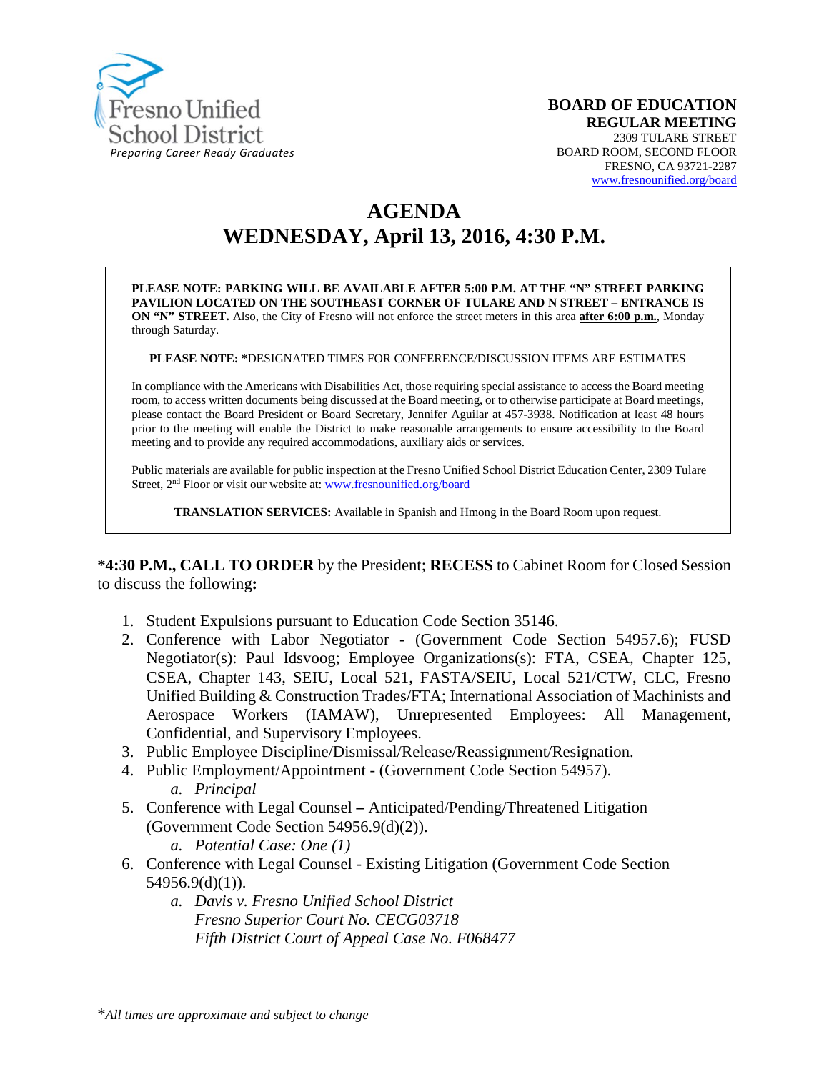Fresno Unified School District
*Preparing Career Ready Graduates*

**BOARD OF EDUCATION**
**REGULAR MEETING**
2309 TULARE STREET
BOARD ROOM, SECOND FLOOR
FRESNO, CA 93721-2287
www.fresnounified.org/board

# AGENDA
# WEDNESDAY, April 13, 2016, 4:30 P.M.

**PLEASE NOTE: PARKING WILL BE AVAILABLE AFTER 5:00 P.M. AT THE "N" STREET PARKING PAVILION LOCATED ON THE SOUTHEAST CORNER OF TULARE AND N STREET – ENTRANCE IS ON "N" STREET.** Also, the City of Fresno will not enforce the street meters in this area **after 6:00 p.m.**, Monday through Saturday.

**PLEASE NOTE: ***DESIGNATED TIMES FOR CONFERENCE/DISCUSSION ITEMS ARE ESTIMATES

In compliance with the Americans with Disabilities Act, those requiring special assistance to access the Board meeting room, to access written documents being discussed at the Board meeting, or to otherwise participate at Board meetings, please contact the Board President or Board Secretary, Jennifer Aguilar at 457-3938. Notification at least 48 hours prior to the meeting will enable the District to make reasonable arrangements to ensure accessibility to the Board meeting and to provide any required accommodations, auxiliary aids or services.

Public materials are available for public inspection at the Fresno Unified School District Education Center, 2309 Tulare Street, 2nd Floor or visit our website at: www.fresnounified.org/board

**TRANSLATION SERVICES:** Available in Spanish and Hmong in the Board Room upon request.

***4:30 P.M., CALL TO ORDER** by the President; **RECESS** to Cabinet Room for Closed Session to discuss the following**:**

1. Student Expulsions pursuant to Education Code Section 35146.
2. Conference with Labor Negotiator - (Government Code Section 54957.6); FUSD Negotiator(s): Paul Idsvoog; Employee Organizations(s): FTA, CSEA, Chapter 125, CSEA, Chapter 143, SEIU, Local 521, FASTA/SEIU, Local 521/CTW, CLC, Fresno Unified Building & Construction Trades/FTA; International Association of Machinists and Aerospace Workers (IAMAW), Unrepresented Employees: All Management, Confidential, and Supervisory Employees.
3. Public Employee Discipline/Dismissal/Release/Reassignment/Resignation.
4. Public Employment/Appointment - (Government Code Section 54957).
    a. *Principal*
5. Conference with Legal Counsel **–** Anticipated/Pending/Threatened Litigation (Government Code Section 54956.9(d)(2)).
    a. *Potential Case: One (1)*
6. Conference with Legal Counsel - Existing Litigation (Government Code Section 54956.9(d)(1)).
    a. *Davis v. Fresno Unified School District*
       *Fresno Superior Court No. CECG03718*
       *Fifth District Court of Appeal Case No. F068477*

**All times are approximate and subject to change*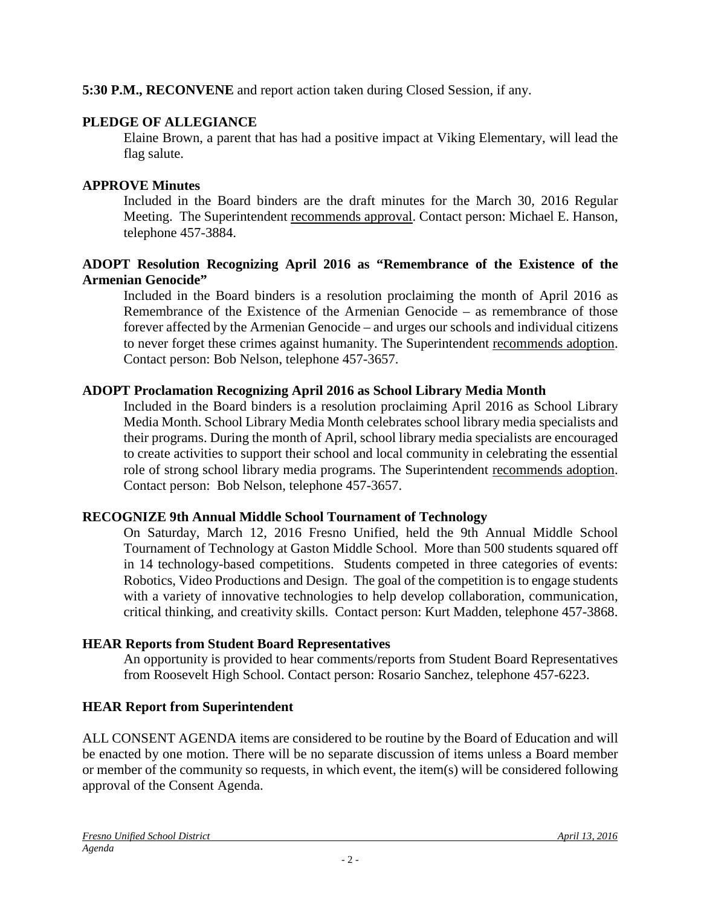**5:30 P.M., RECONVENE** and report action taken during Closed Session, if any.

**PLEDGE OF ALLEGIANCE**

Elaine Brown, a parent that has had a positive impact at Viking Elementary, will lead the flag salute.

**APPROVE Minutes**

Included in the Board binders are the draft minutes for the March 30, 2016 Regular Meeting. The Superintendent recommends approval. Contact person: Michael E. Hanson, telephone 457-3884.

**ADOPT Resolution Recognizing April 2016 as "Remembrance of the Existence of the Armenian Genocide"**

Included in the Board binders is a resolution proclaiming the month of April 2016 as Remembrance of the Existence of the Armenian Genocide – as remembrance of those forever affected by the Armenian Genocide – and urges our schools and individual citizens to never forget these crimes against humanity. The Superintendent recommends adoption. Contact person: Bob Nelson, telephone 457-3657.

**ADOPT Proclamation Recognizing April 2016 as School Library Media Month**

Included in the Board binders is a resolution proclaiming April 2016 as School Library Media Month. School Library Media Month celebrates school library media specialists and their programs. During the month of April, school library media specialists are encouraged to create activities to support their school and local community in celebrating the essential role of strong school library media programs. The Superintendent recommends adoption. Contact person: Bob Nelson, telephone 457-3657.

**RECOGNIZE 9th Annual Middle School Tournament of Technology**

On Saturday, March 12, 2016 Fresno Unified, held the 9th Annual Middle School Tournament of Technology at Gaston Middle School. More than 500 students squared off in 14 technology-based competitions. Students competed in three categories of events: Robotics, Video Productions and Design. The goal of the competition is to engage students with a variety of innovative technologies to help develop collaboration, communication, critical thinking, and creativity skills. Contact person: Kurt Madden, telephone 457-3868.

**HEAR Reports from Student Board Representatives**

An opportunity is provided to hear comments/reports from Student Board Representatives from Roosevelt High School. Contact person: Rosario Sanchez, telephone 457-6223.

**HEAR Report from Superintendent**

ALL CONSENT AGENDA items are considered to be routine by the Board of Education and will be enacted by one motion. There will be no separate discussion of items unless a Board member or member of the community so requests, in which event, the item(s) will be considered following approval of the Consent Agenda.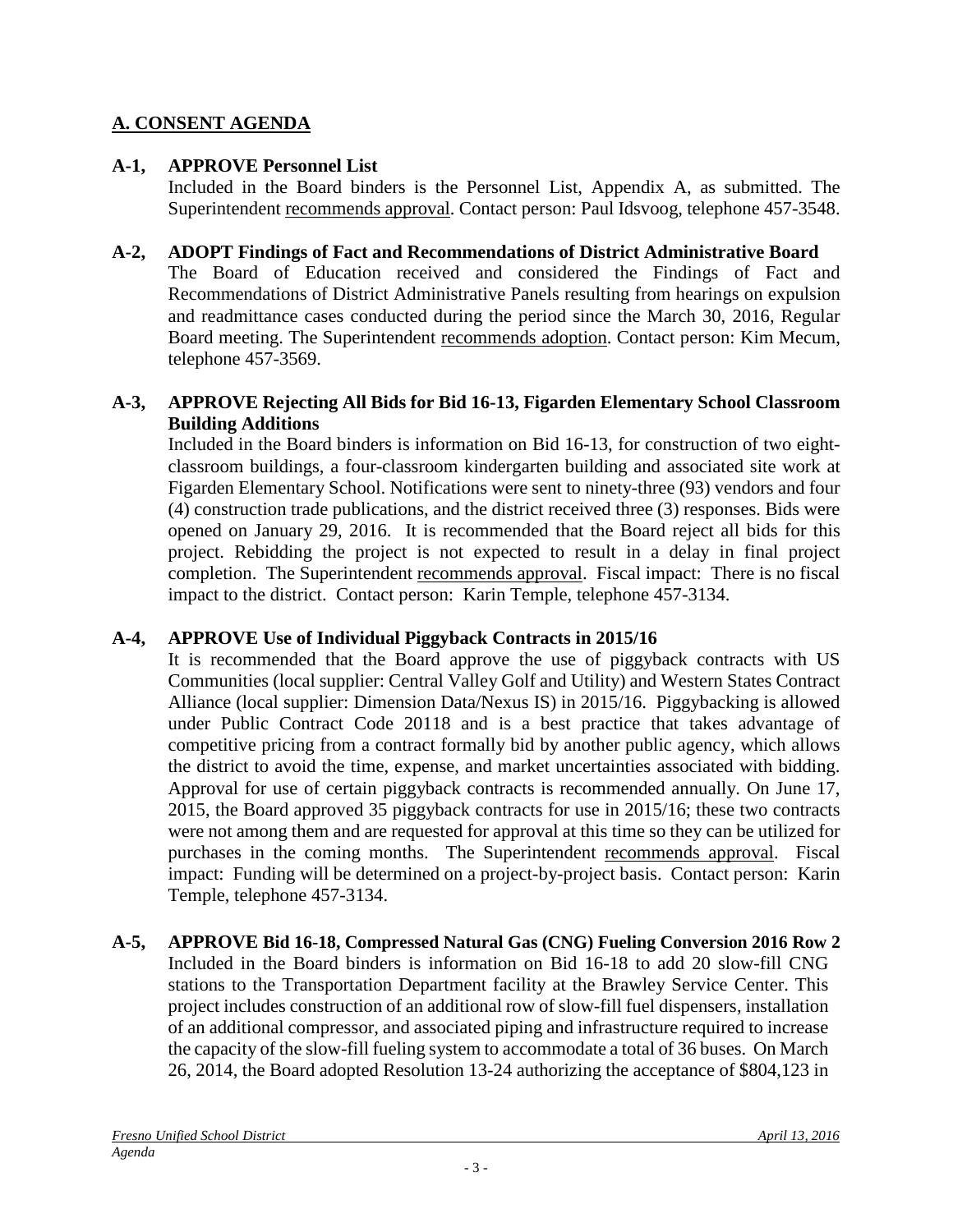## A. CONSENT AGENDA

**A-1, APPROVE Personnel List**

Included in the Board binders is the Personnel List, Appendix A, as submitted. The Superintendent recommends approval. Contact person: Paul Idsvoog, telephone 457-3548.

**A-2, ADOPT Findings of Fact and Recommendations of District Administrative Board**

The Board of Education received and considered the Findings of Fact and Recommendations of District Administrative Panels resulting from hearings on expulsion and readmittance cases conducted during the period since the March 30, 2016, Regular Board meeting. The Superintendent recommends adoption. Contact person: Kim Mecum, telephone 457-3569.

**A-3, APPROVE Rejecting All Bids for Bid 16-13, Figarden Elementary School Classroom Building Additions**

Included in the Board binders is information on Bid 16-13, for construction of two eight-classroom buildings, a four-classroom kindergarten building and associated site work at Figarden Elementary School. Notifications were sent to ninety-three (93) vendors and four (4) construction trade publications, and the district received three (3) responses. Bids were opened on January 29, 2016. It is recommended that the Board reject all bids for this project. Rebidding the project is not expected to result in a delay in final project completion. The Superintendent recommends approval. Fiscal impact: There is no fiscal impact to the district. Contact person: Karin Temple, telephone 457-3134.

**A-4, APPROVE Use of Individual Piggyback Contracts in 2015/16**

It is recommended that the Board approve the use of piggyback contracts with US Communities (local supplier: Central Valley Golf and Utility) and Western States Contract Alliance (local supplier: Dimension Data/Nexus IS) in 2015/16. Piggybacking is allowed under Public Contract Code 20118 and is a best practice that takes advantage of competitive pricing from a contract formally bid by another public agency, which allows the district to avoid the time, expense, and market uncertainties associated with bidding. Approval for use of certain piggyback contracts is recommended annually. On June 17, 2015, the Board approved 35 piggyback contracts for use in 2015/16; these two contracts were not among them and are requested for approval at this time so they can be utilized for purchases in the coming months. The Superintendent recommends approval. Fiscal impact: Funding will be determined on a project-by-project basis. Contact person: Karin Temple, telephone 457-3134.

**A-5, APPROVE Bid 16-18, Compressed Natural Gas (CNG) Fueling Conversion 2016 Row 2**

Included in the Board binders is information on Bid 16-18 to add 20 slow-fill CNG stations to the Transportation Department facility at the Brawley Service Center. This project includes construction of an additional row of slow-fill fuel dispensers, installation of an additional compressor, and associated piping and infrastructure required to increase the capacity of the slow-fill fueling system to accommodate a total of 36 buses. On March 26, 2014, the Board adopted Resolution 13-24 authorizing the acceptance of $804,123 in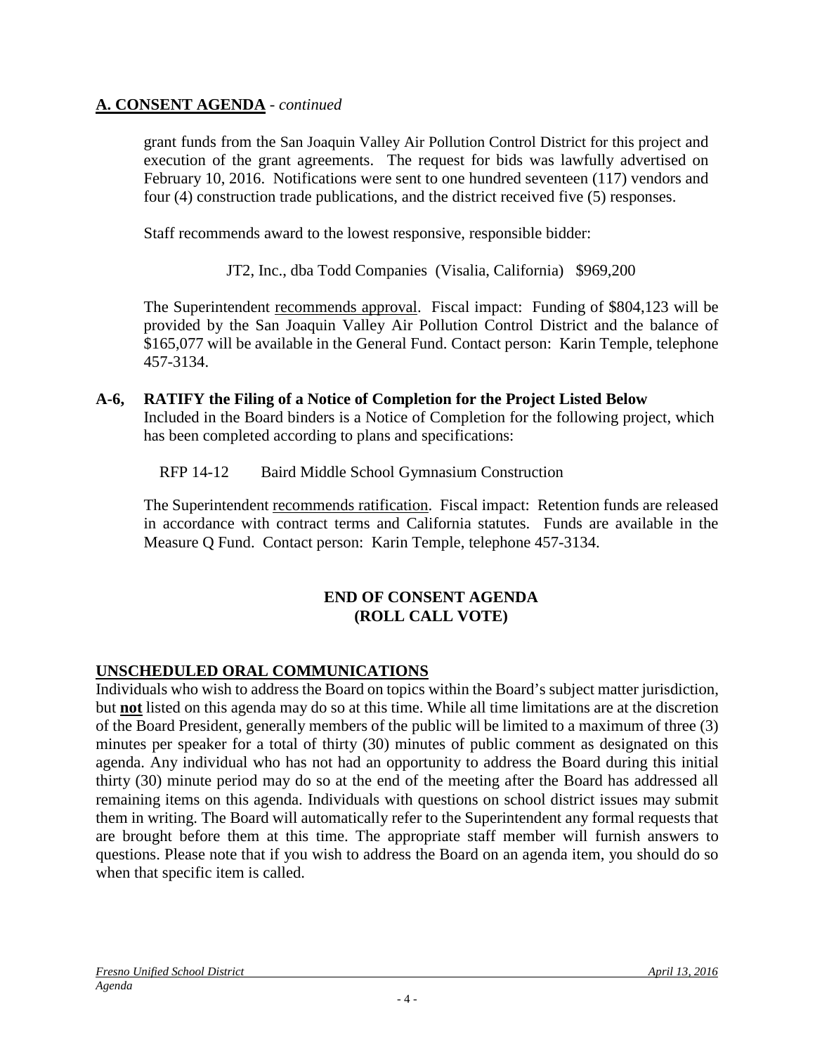## A. CONSENT AGENDA - *continued*

grant funds from the San Joaquin Valley Air Pollution Control District for this project and execution of the grant agreements. The request for bids was lawfully advertised on February 10, 2016. Notifications were sent to one hundred seventeen (117) vendors and four (4) construction trade publications, and the district received five (5) responses.

Staff recommends award to the lowest responsive, responsible bidder:

JT2, Inc., dba Todd Companies (Visalia, California) $969,200

The Superintendent recommends approval. Fiscal impact: Funding of $804,123 will be provided by the San Joaquin Valley Air Pollution Control District and the balance of $165,077 will be available in the General Fund. Contact person: Karin Temple, telephone 457-3134.

**A-6, RATIFY the Filing of a Notice of Completion for the Project Listed Below**
Included in the Board binders is a Notice of Completion for the following project, which has been completed according to plans and specifications:

RFP 14-12 Baird Middle School Gymnasium Construction

The Superintendent recommends ratification. Fiscal impact: Retention funds are released in accordance with contract terms and California statutes. Funds are available in the Measure Q Fund. Contact person: Karin Temple, telephone 457-3134.

**END OF CONSENT AGENDA**
**(ROLL CALL VOTE)**

## UNSCHEDULED ORAL COMMUNICATIONS

Individuals who wish to address the Board on topics within the Board's subject matter jurisdiction, but **not** listed on this agenda may do so at this time. While all time limitations are at the discretion of the Board President, generally members of the public will be limited to a maximum of three (3) minutes per speaker for a total of thirty (30) minutes of public comment as designated on this agenda. Any individual who has not had an opportunity to address the Board during this initial thirty (30) minute period may do so at the end of the meeting after the Board has addressed all remaining items on this agenda. Individuals with questions on school district issues may submit them in writing. The Board will automatically refer to the Superintendent any formal requests that are brought before them at this time. The appropriate staff member will furnish answers to questions. Please note that if you wish to address the Board on an agenda item, you should do so when that specific item is called.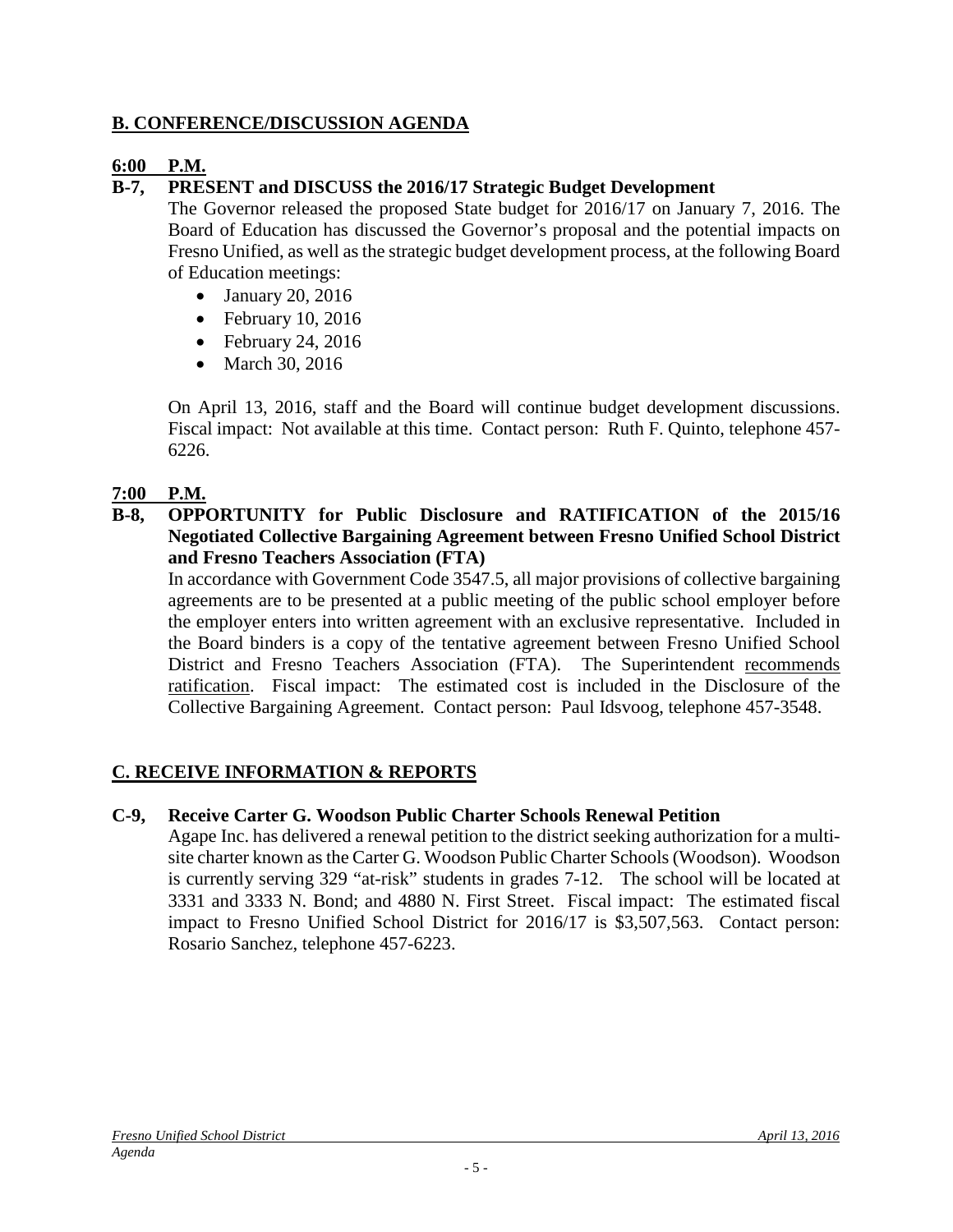## B. CONFERENCE/DISCUSSION AGENDA

**6:00 P.M.**

**B-7, PRESENT and DISCUSS the 2016/17 Strategic Budget Development**

The Governor released the proposed State budget for 2016/17 on January 7, 2016. The Board of Education has discussed the Governor's proposal and the potential impacts on Fresno Unified, as well as the strategic budget development process, at the following Board of Education meetings:

- January 20, 2016
- February 10, 2016
- February 24, 2016
- March 30, 2016

On April 13, 2016, staff and the Board will continue budget development discussions. Fiscal impact: Not available at this time. Contact person: Ruth F. Quinto, telephone 457-6226.

**7:00 P.M.**

**B-8, OPPORTUNITY for Public Disclosure and RATIFICATION of the 2015/16 Negotiated Collective Bargaining Agreement between Fresno Unified School District and Fresno Teachers Association (FTA)**

In accordance with Government Code 3547.5, all major provisions of collective bargaining agreements are to be presented at a public meeting of the public school employer before the employer enters into written agreement with an exclusive representative. Included in the Board binders is a copy of the tentative agreement between Fresno Unified School District and Fresno Teachers Association (FTA). The Superintendent recommends ratification. Fiscal impact: The estimated cost is included in the Disclosure of the Collective Bargaining Agreement. Contact person: Paul Idsvoog, telephone 457-3548.

## C. RECEIVE INFORMATION & REPORTS

**C-9, Receive Carter G. Woodson Public Charter Schools Renewal Petition**

Agape Inc. has delivered a renewal petition to the district seeking authorization for a multi-site charter known as the Carter G. Woodson Public Charter Schools (Woodson). Woodson is currently serving 329 "at-risk" students in grades 7-12. The school will be located at 3331 and 3333 N. Bond; and 4880 N. First Street. Fiscal impact: The estimated fiscal impact to Fresno Unified School District for 2016/17 is $3,507,563. Contact person: Rosario Sanchez, telephone 457-6223.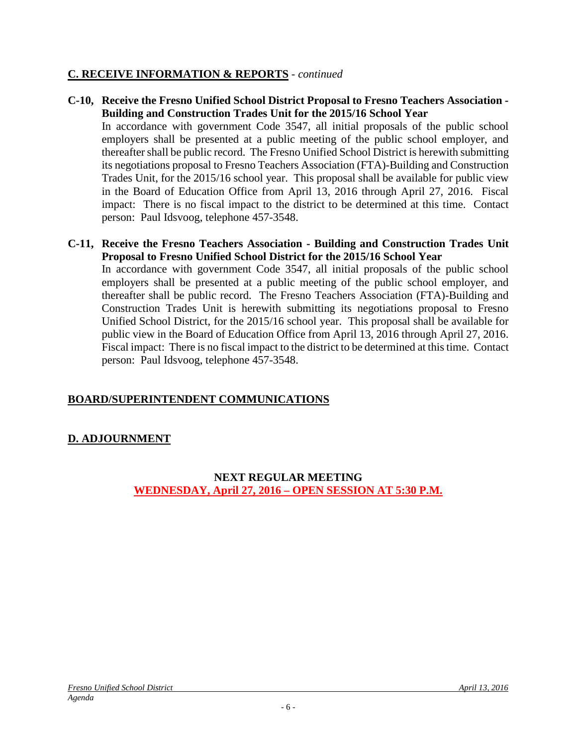## C. RECEIVE INFORMATION & REPORTS - *continued*

**C-10, Receive the Fresno Unified School District Proposal to Fresno Teachers Association - Building and Construction Trades Unit for the 2015/16 School Year**

In accordance with government Code 3547, all initial proposals of the public school employers shall be presented at a public meeting of the public school employer, and thereafter shall be public record. The Fresno Unified School District is herewith submitting its negotiations proposal to Fresno Teachers Association (FTA)-Building and Construction Trades Unit, for the 2015/16 school year. This proposal shall be available for public view in the Board of Education Office from April 13, 2016 through April 27, 2016. Fiscal impact: There is no fiscal impact to the district to be determined at this time. Contact person: Paul Idsvoog, telephone 457-3548.

**C-11, Receive the Fresno Teachers Association - Building and Construction Trades Unit Proposal to Fresno Unified School District for the 2015/16 School Year**

In accordance with government Code 3547, all initial proposals of the public school employers shall be presented at a public meeting of the public school employer, and thereafter shall be public record. The Fresno Teachers Association (FTA)-Building and Construction Trades Unit is herewith submitting its negotiations proposal to Fresno Unified School District, for the 2015/16 school year. This proposal shall be available for public view in the Board of Education Office from April 13, 2016 through April 27, 2016. Fiscal impact: There is no fiscal impact to the district to be determined at this time. Contact person: Paul Idsvoog, telephone 457-3548.

## BOARD/SUPERINTENDENT COMMUNICATIONS

## D. ADJOURNMENT

**NEXT REGULAR MEETING**

**WEDNESDAY, April 27, 2016 – OPEN SESSION AT 5:30 P.M.**